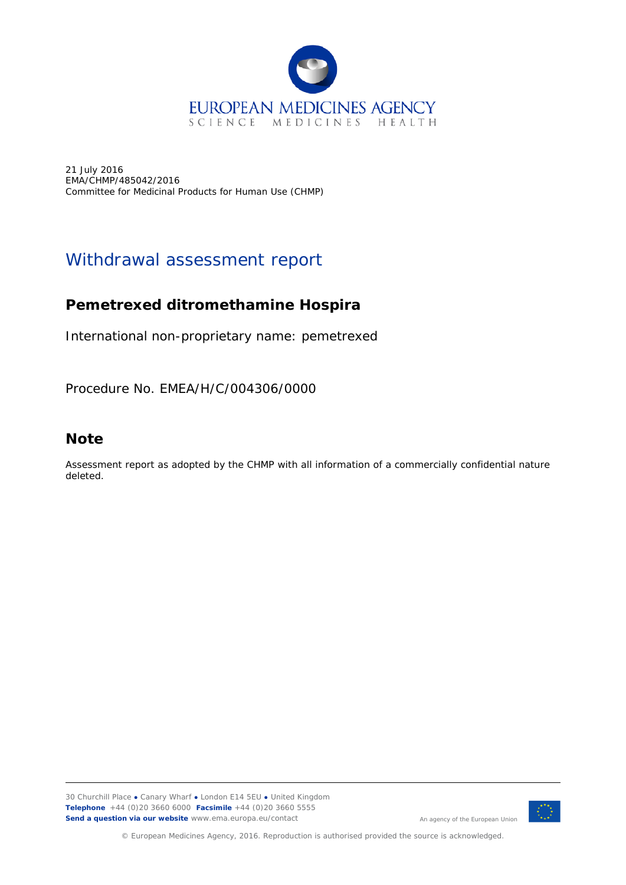21 July 2016
EMA/CHMP/485042/2016
Committee for Medicinal Products for Human Use (CHMP)

# Withdrawal assessment report

## Pemetrexed ditromethamine Hospira

International non-proprietary name: pemetrexed

Procedure No. EMEA/H/C/004306/0000

## Note

Assessment report as adopted by the CHMP with all information of a commercially confidential nature deleted.

30 Churchill Place ● Canary Wharf ● London E14 5EU ● United Kingdom
**Telephone** +44 (0)20 3660 6000 **Facsimile** +44 (0)20 3660 5555
**Send a question via our website** www.ema.europa.eu/contact

An agency of the European Union

© European Medicines Agency, 2016. Reproduction is authorised provided the source is acknowledged.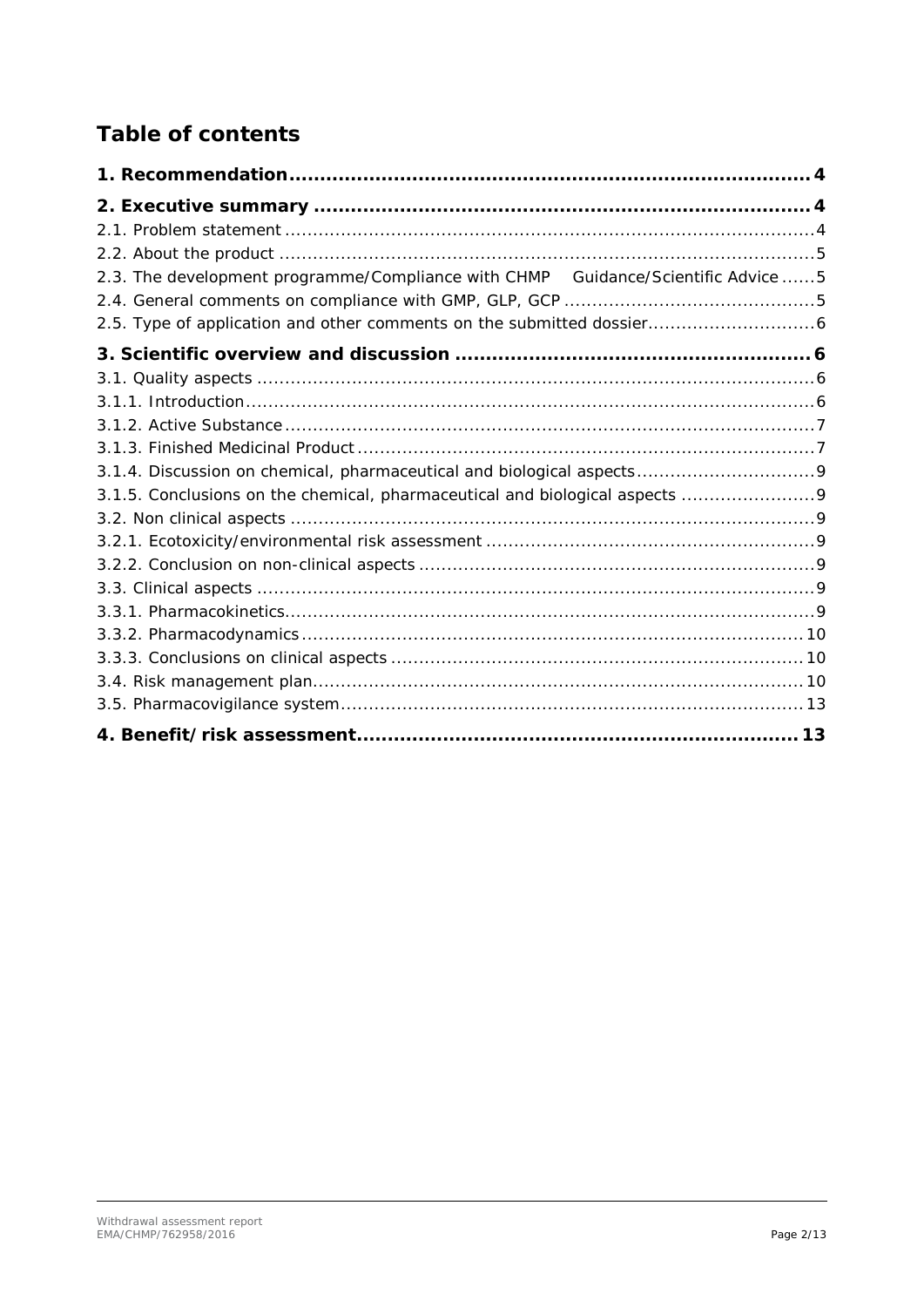# Table of contents

**1. Recommendation .................................................................................... 4**

**2. Executive summary ............................................................................... 4**

2.1. Problem statement ............................................................................................. 4

2.2. About the product ............................................................................................... 5

2.3. The development programme/Compliance with CHMP Guidance/Scientific Advice ...... 5

2.4. General comments on compliance with GMP, GLP, GCP ........................................... 5

2.5. Type of application and other comments on the submitted dossier............................. 6

**3. Scientific overview and discussion ........................................................ 6**

3.1. Quality aspects ................................................................................................... 6

3.1.1. Introduction.................................................................................................... 6

3.1.2. Active Substance.............................................................................................. 7

3.1.3. Finished Medicinal Product ................................................................................. 7

3.1.4. Discussion on chemical, pharmaceutical and biological aspects................................ 9

3.1.5. Conclusions on the chemical, pharmaceutical and biological aspects ........................ 9

3.2. Non clinical aspects ............................................................................................. 9

3.2.1. Ecotoxicity/environmental risk assessment .......................................................... 9

3.2.2. Conclusion on non-clinical aspects ...................................................................... 9

3.3. Clinical aspects ................................................................................................... 9

3.3.1. Pharmacokinetics.............................................................................................. 9

3.3.2. Pharmacodynamics ......................................................................................... 10

3.3.3. Conclusions on clinical aspects .......................................................................... 10

3.4. Risk management plan....................................................................................... 10

3.5. Pharmacovigilance system.................................................................................. 13

**4. Benefit/risk assessment....................................................................... 13**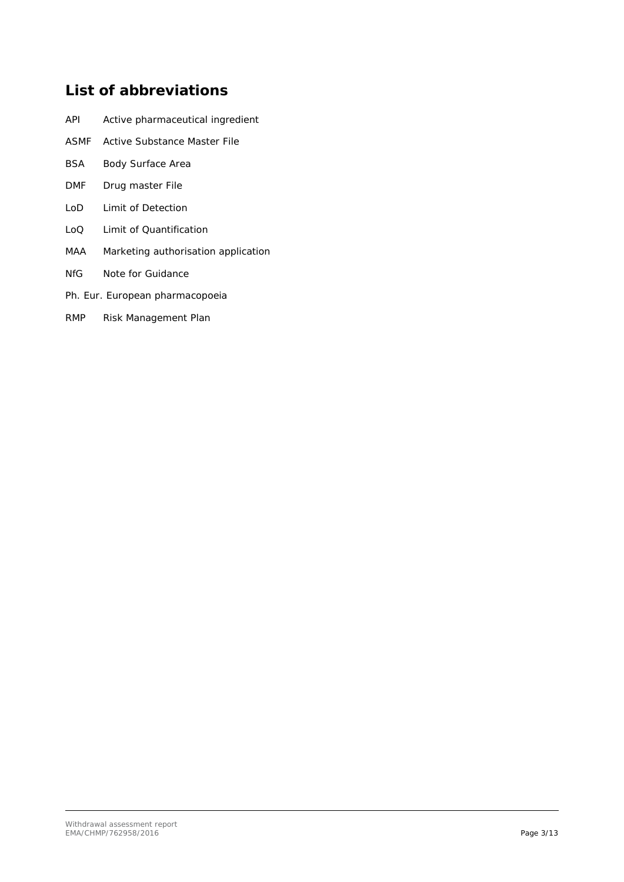## List of abbreviations

| | |
|---|---|
| API | Active pharmaceutical ingredient |
| ASMF | Active Substance Master File |
| BSA | Body Surface Area |
| DMF | Drug master File |
| LoD | Limit of Detection |
| LoQ | Limit of Quantification |
| MAA | Marketing authorisation application |
| NfG | Note for Guidance |
| Ph. Eur. | European pharmacopoeia |
| RMP | Risk Management Plan |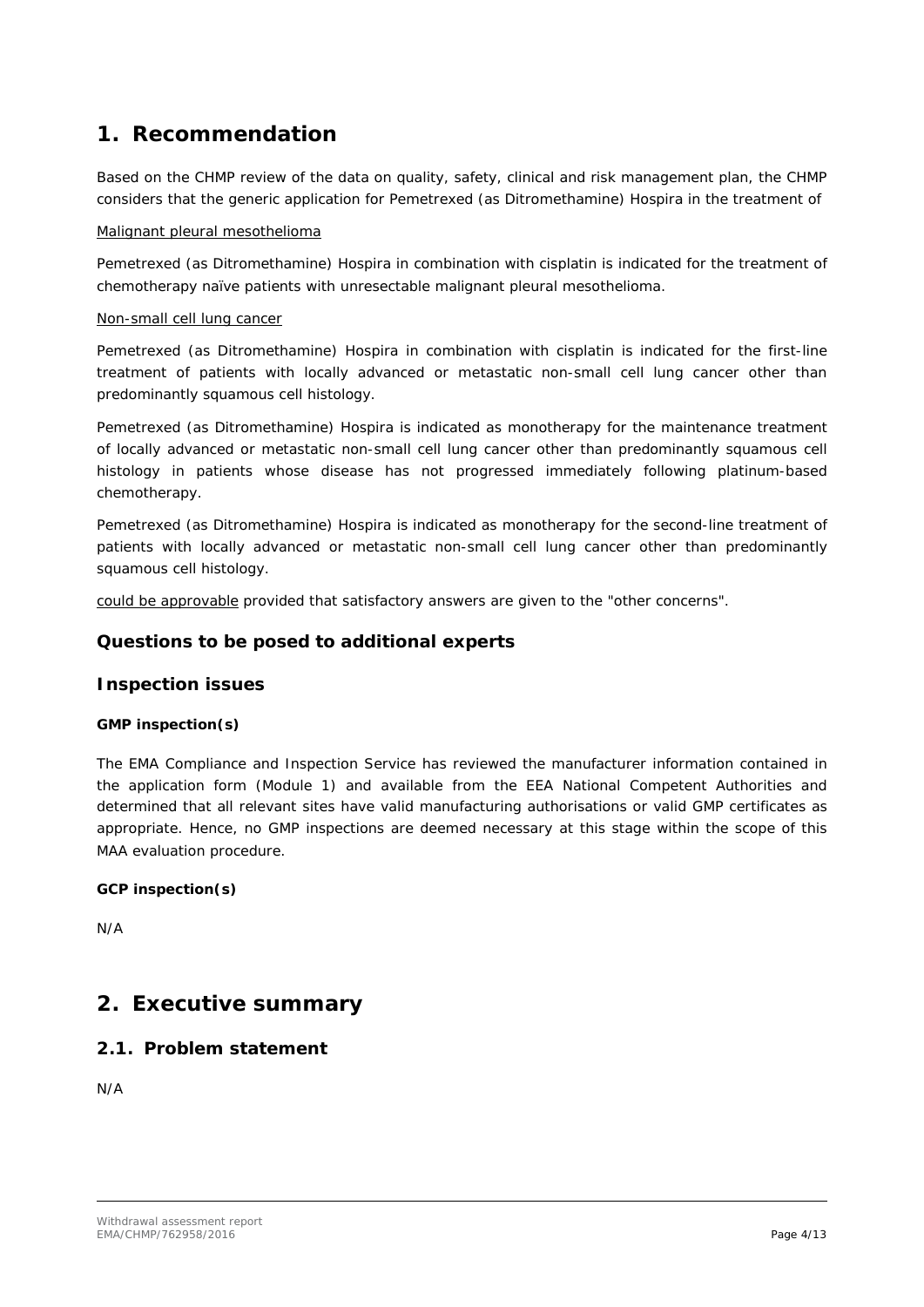# 1. Recommendation

Based on the CHMP review of the data on quality, safety, clinical and risk management plan, the CHMP considers that the generic application for Pemetrexed (as Ditromethamine) Hospira in the treatment of

Malignant pleural mesothelioma

Pemetrexed (as Ditromethamine) Hospira in combination with cisplatin is indicated for the treatment of chemotherapy naïve patients with unresectable malignant pleural mesothelioma.

Non-small cell lung cancer

Pemetrexed (as Ditromethamine) Hospira in combination with cisplatin is indicated for the first-line treatment of patients with locally advanced or metastatic non-small cell lung cancer other than predominantly squamous cell histology.

Pemetrexed (as Ditromethamine) Hospira is indicated as monotherapy for the maintenance treatment of locally advanced or metastatic non-small cell lung cancer other than predominantly squamous cell histology in patients whose disease has not progressed immediately following platinum-based chemotherapy.

Pemetrexed (as Ditromethamine) Hospira is indicated as monotherapy for the second-line treatment of patients with locally advanced or metastatic non-small cell lung cancer other than predominantly squamous cell histology.

could be approvable provided that satisfactory answers are given to the "other concerns".

## Questions to be posed to additional experts

## Inspection issues

### GMP inspection(s)

The EMA Compliance and Inspection Service has reviewed the manufacturer information contained in the application form (Module 1) and available from the EEA National Competent Authorities and determined that all relevant sites have valid manufacturing authorisations or valid GMP certificates as appropriate. Hence, no GMP inspections are deemed necessary at this stage within the scope of this MAA evaluation procedure.

### GCP inspection(s)

N/A

# 2. Executive summary

## 2.1. Problem statement

N/A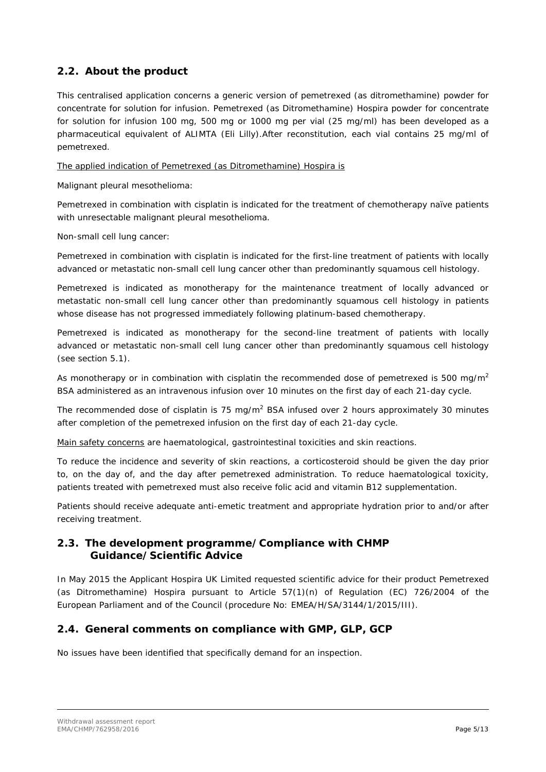## 2.2. About the product

This centralised application concerns a generic version of pemetrexed (as ditromethamine) powder for concentrate for solution for infusion. Pemetrexed (as Ditromethamine) Hospira powder for concentrate for solution for infusion 100 mg, 500 mg or 1000 mg per vial (25 mg/ml) has been developed as a pharmaceutical equivalent of ALIMTA (Eli Lilly).After reconstitution, each vial contains 25 mg/ml of pemetrexed.

The applied indication of Pemetrexed (as Ditromethamine) Hospira is

Malignant pleural mesothelioma:

Pemetrexed in combination with cisplatin is indicated for the treatment of chemotherapy naïve patients with unresectable malignant pleural mesothelioma.

Non-small cell lung cancer:

Pemetrexed in combination with cisplatin is indicated for the first-line treatment of patients with locally advanced or metastatic non-small cell lung cancer other than predominantly squamous cell histology.

Pemetrexed is indicated as monotherapy for the maintenance treatment of locally advanced or metastatic non-small cell lung cancer other than predominantly squamous cell histology in patients whose disease has not progressed immediately following platinum-based chemotherapy.

Pemetrexed is indicated as monotherapy for the second-line treatment of patients with locally advanced or metastatic non-small cell lung cancer other than predominantly squamous cell histology (see section 5.1).

As monotherapy or in combination with cisplatin the recommended dose of pemetrexed is 500 mg/m$^2$ BSA administered as an intravenous infusion over 10 minutes on the first day of each 21-day cycle.

The recommended dose of cisplatin is 75 mg/m$^2$ BSA infused over 2 hours approximately 30 minutes after completion of the pemetrexed infusion on the first day of each 21-day cycle.

Main safety concerns are haematological, gastrointestinal toxicities and skin reactions.

To reduce the incidence and severity of skin reactions, a corticosteroid should be given the day prior to, on the day of, and the day after pemetrexed administration. To reduce haematological toxicity, patients treated with pemetrexed must also receive folic acid and vitamin B12 supplementation.

Patients should receive adequate anti-emetic treatment and appropriate hydration prior to and/or after receiving treatment.

## 2.3. The development programme/Compliance with CHMP Guidance/Scientific Advice

In May 2015 the Applicant Hospira UK Limited requested scientific advice for their product Pemetrexed (as Ditromethamine) Hospira pursuant to Article 57(1)(n) of Regulation (EC) 726/2004 of the European Parliament and of the Council (procedure No: EMEA/H/SA/3144/1/2015/III).

## 2.4. General comments on compliance with GMP, GLP, GCP

No issues have been identified that specifically demand for an inspection.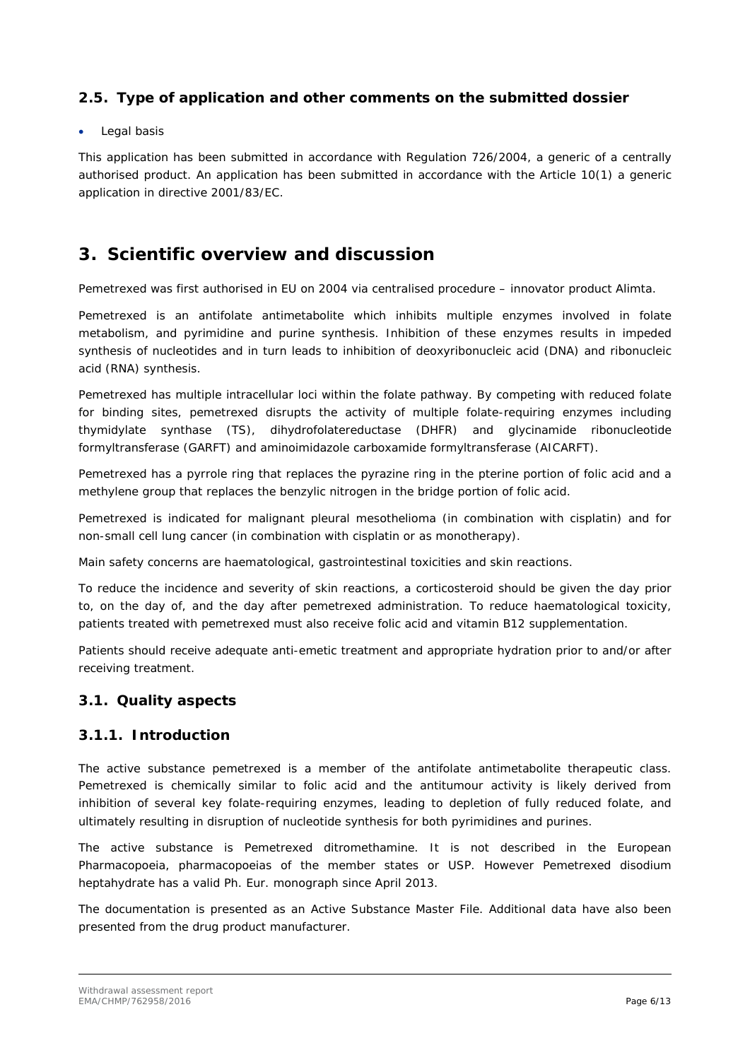## 2.5. Type of application and other comments on the submitted dossier

- Legal basis

This application has been submitted in accordance with Regulation 726/2004, a generic of a centrally authorised product. An application has been submitted in accordance with the Article 10(1) a generic application in directive 2001/83/EC.

# 3. Scientific overview and discussion

Pemetrexed was first authorised in EU on 2004 via centralised procedure – innovator product Alimta.

Pemetrexed is an antifolate antimetabolite which inhibits multiple enzymes involved in folate metabolism, and pyrimidine and purine synthesis. Inhibition of these enzymes results in impeded synthesis of nucleotides and in turn leads to inhibition of deoxyribonucleic acid (DNA) and ribonucleic acid (RNA) synthesis.

Pemetrexed has multiple intracellular loci within the folate pathway. By competing with reduced folate for binding sites, pemetrexed disrupts the activity of multiple folate-requiring enzymes including thymidylate synthase (TS), dihydrofolatereductase (DHFR) and glycinamide ribonucleotide formyltransferase (GARFT) and aminoimidazole carboxamide formyltransferase (AICARFT).

Pemetrexed has a pyrrole ring that replaces the pyrazine ring in the pterine portion of folic acid and a methylene group that replaces the benzylic nitrogen in the bridge portion of folic acid.

Pemetrexed is indicated for malignant pleural mesothelioma (in combination with cisplatin) and for non-small cell lung cancer (in combination with cisplatin or as monotherapy).

Main safety concerns are haematological, gastrointestinal toxicities and skin reactions.

To reduce the incidence and severity of skin reactions, a corticosteroid should be given the day prior to, on the day of, and the day after pemetrexed administration. To reduce haematological toxicity, patients treated with pemetrexed must also receive folic acid and vitamin B12 supplementation.

Patients should receive adequate anti-emetic treatment and appropriate hydration prior to and/or after receiving treatment.

## 3.1. Quality aspects

### 3.1.1. Introduction

The active substance pemetrexed is a member of the antifolate antimetabolite therapeutic class. Pemetrexed is chemically similar to folic acid and the antitumour activity is likely derived from inhibition of several key folate-requiring enzymes, leading to depletion of fully reduced folate, and ultimately resulting in disruption of nucleotide synthesis for both pyrimidines and purines.

The active substance is Pemetrexed ditromethamine. It is not described in the European Pharmacopoeia, pharmacopoeias of the member states or USP. However Pemetrexed disodium heptahydrate has a valid Ph. Eur. monograph since April 2013.

The documentation is presented as an Active Substance Master File. Additional data have also been presented from the drug product manufacturer.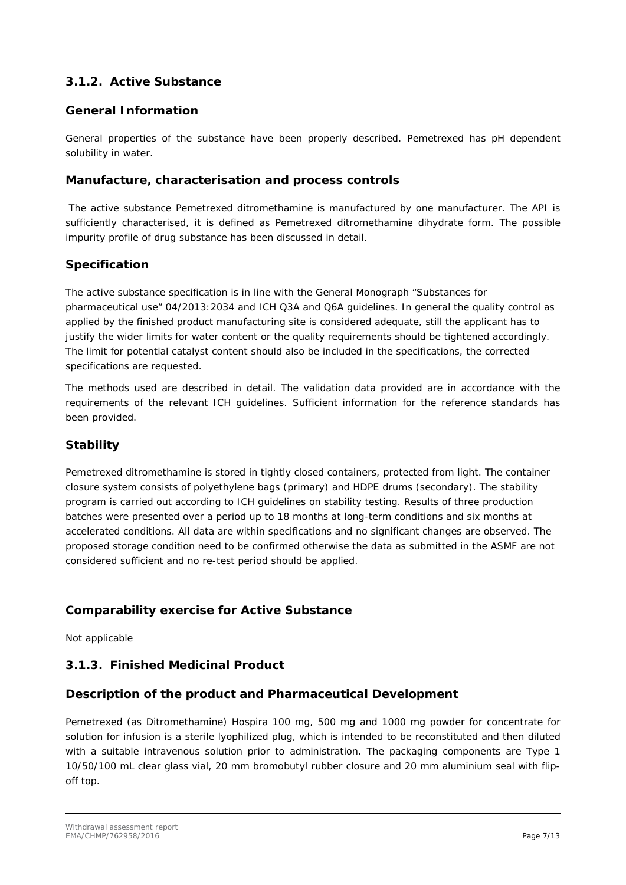### 3.1.2. Active Substance

### General Information

General properties of the substance have been properly described. Pemetrexed has pH dependent solubility in water.

### Manufacture, characterisation and process controls

The active substance Pemetrexed ditromethamine is manufactured by one manufacturer. The API is sufficiently characterised, it is defined as Pemetrexed ditromethamine dihydrate form. The possible impurity profile of drug substance has been discussed in detail.

### Specification

The active substance specification is in line with the General Monograph "Substances for pharmaceutical use" 04/2013:2034 and ICH Q3A and Q6A guidelines. In general the quality control as applied by the finished product manufacturing site is considered adequate, still the applicant has to justify the wider limits for water content or the quality requirements should be tightened accordingly. The limit for potential catalyst content should also be included in the specifications, the corrected specifications are requested.

The methods used are described in detail. The validation data provided are in accordance with the requirements of the relevant ICH guidelines. Sufficient information for the reference standards has been provided.

### Stability

Pemetrexed ditromethamine is stored in tightly closed containers, protected from light. The container closure system consists of polyethylene bags (primary) and HDPE drums (secondary). The stability program is carried out according to ICH guidelines on stability testing. Results of three production batches were presented over a period up to 18 months at long-term conditions and six months at accelerated conditions. All data are within specifications and no significant changes are observed. The proposed storage condition need to be confirmed otherwise the data as submitted in the ASMF are not considered sufficient and no re-test period should be applied.

### Comparability exercise for Active Substance

Not applicable

### 3.1.3. Finished Medicinal Product

### Description of the product and Pharmaceutical Development

Pemetrexed (as Ditromethamine) Hospira 100 mg, 500 mg and 1000 mg powder for concentrate for solution for infusion is a sterile lyophilized plug, which is intended to be reconstituted and then diluted with a suitable intravenous solution prior to administration. The packaging components are Type 1 10/50/100 mL clear glass vial, 20 mm bromobutyl rubber closure and 20 mm aluminium seal with flip-off top.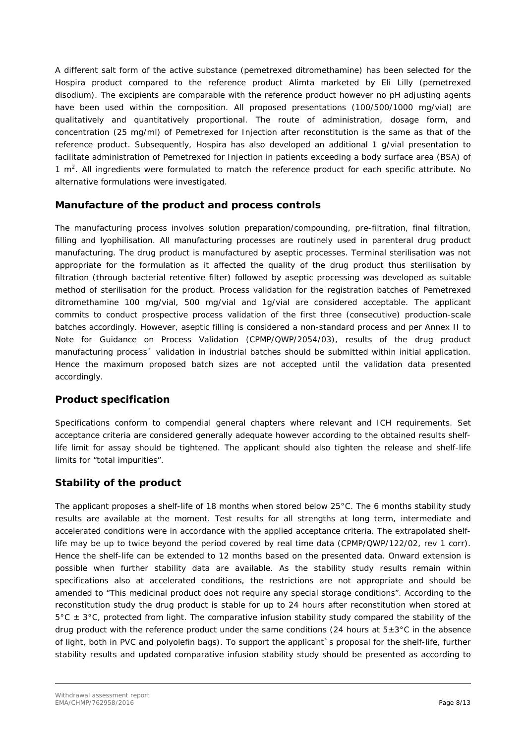A different salt form of the active substance (pemetrexed ditromethamine) has been selected for the Hospira product compared to the reference product Alimta marketed by Eli Lilly (pemetrexed disodium). The excipients are comparable with the reference product however no pH adjusting agents have been used within the composition. All proposed presentations (100/500/1000 mg/vial) are qualitatively and quantitatively proportional. The route of administration, dosage form, and concentration (25 mg/ml) of Pemetrexed for Injection after reconstitution is the same as that of the reference product. Subsequently, Hospira has also developed an additional 1 g/vial presentation to facilitate administration of Pemetrexed for Injection in patients exceeding a body surface area (BSA) of 1 $m^2$. All ingredients were formulated to match the reference product for each specific attribute. No alternative formulations were investigated.

## Manufacture of the product and process controls

The manufacturing process involves solution preparation/compounding, pre-filtration, final filtration, filling and lyophilisation. All manufacturing processes are routinely used in parenteral drug product manufacturing. The drug product is manufactured by aseptic processes. Terminal sterilisation was not appropriate for the formulation as it affected the quality of the drug product thus sterilisation by filtration (through bacterial retentive filter) followed by aseptic processing was developed as suitable method of sterilisation for the product. Process validation for the registration batches of Pemetrexed ditromethamine 100 mg/vial, 500 mg/vial and 1g/vial are considered acceptable. The applicant commits to conduct prospective process validation of the first three (consecutive) production-scale batches accordingly. However, aseptic filling is considered a non-standard process and per Annex II to Note for Guidance on Process Validation (CPMP/QWP/2054/03), results of the drug product manufacturing process´ validation in industrial batches should be submitted within initial application. Hence the maximum proposed batch sizes are not accepted until the validation data presented accordingly.

## Product specification

Specifications conform to compendial general chapters where relevant and ICH requirements. Set acceptance criteria are considered generally adequate however according to the obtained results shelf-life limit for assay should be tightened. The applicant should also tighten the release and shelf-life limits for "total impurities".

## Stability of the product

The applicant proposes a shelf-life of 18 months when stored below 25°C. The 6 months stability study results are available at the moment. Test results for all strengths at long term, intermediate and accelerated conditions were in accordance with the applied acceptance criteria. The extrapolated shelf-life may be up to twice beyond the period covered by real time data (CPMP/QWP/122/02, rev 1 corr). Hence the shelf-life can be extended to 12 months based on the presented data. Onward extension is possible when further stability data are available. As the stability study results remain within specifications also at accelerated conditions, the restrictions are not appropriate and should be amended to "This medicinal product does not require any special storage conditions". According to the reconstitution study the drug product is stable for up to 24 hours after reconstitution when stored at 5°C ± 3°C, protected from light. The comparative infusion stability study compared the stability of the drug product with the reference product under the same conditions (24 hours at 5±3°C in the absence of light, both in PVC and polyolefin bags). To support the applicant`s proposal for the shelf-life, further stability results and updated comparative infusion stability study should be presented as according to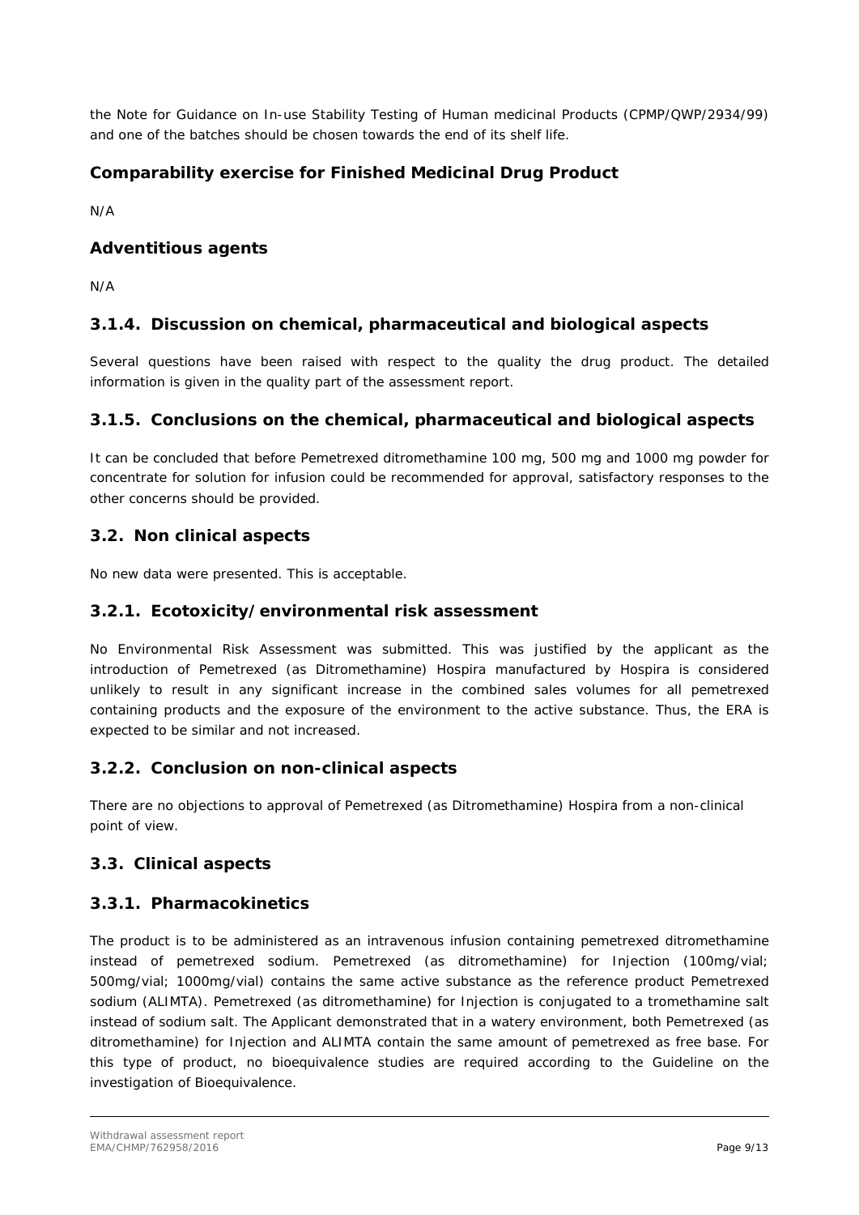the Note for Guidance on In-use Stability Testing of Human medicinal Products (CPMP/QWP/2934/99) and one of the batches should be chosen towards the end of its shelf life.

### Comparability exercise for Finished Medicinal Drug Product

N/A

### Adventitious agents

N/A

## 3.1.4. Discussion on chemical, pharmaceutical and biological aspects

Several questions have been raised with respect to the quality the drug product. The detailed information is given in the quality part of the assessment report.

## 3.1.5. Conclusions on the chemical, pharmaceutical and biological aspects

It can be concluded that before Pemetrexed ditromethamine 100 mg, 500 mg and 1000 mg powder for concentrate for solution for infusion could be recommended for approval, satisfactory responses to the other concerns should be provided.

## 3.2. Non clinical aspects

No new data were presented. This is acceptable.

## 3.2.1. Ecotoxicity/environmental risk assessment

No Environmental Risk Assessment was submitted. This was justified by the applicant as the introduction of Pemetrexed (as Ditromethamine) Hospira manufactured by Hospira is considered unlikely to result in any significant increase in the combined sales volumes for all pemetrexed containing products and the exposure of the environment to the active substance. Thus, the ERA is expected to be similar and not increased.

## 3.2.2. Conclusion on non-clinical aspects

There are no objections to approval of Pemetrexed (as Ditromethamine) Hospira from a non-clinical point of view.

## 3.3. Clinical aspects

## 3.3.1. Pharmacokinetics

The product is to be administered as an intravenous infusion containing pemetrexed ditromethamine instead of pemetrexed sodium. Pemetrexed (as ditromethamine) for Injection (100mg/vial; 500mg/vial; 1000mg/vial) contains the same active substance as the reference product Pemetrexed sodium (ALIMTA). Pemetrexed (as ditromethamine) for Injection is conjugated to a tromethamine salt instead of sodium salt. The Applicant demonstrated that in a watery environment, both Pemetrexed (as ditromethamine) for Injection and ALIMTA contain the same amount of pemetrexed as free base. For this type of product, no bioequivalence studies are required according to the Guideline on the investigation of Bioequivalence.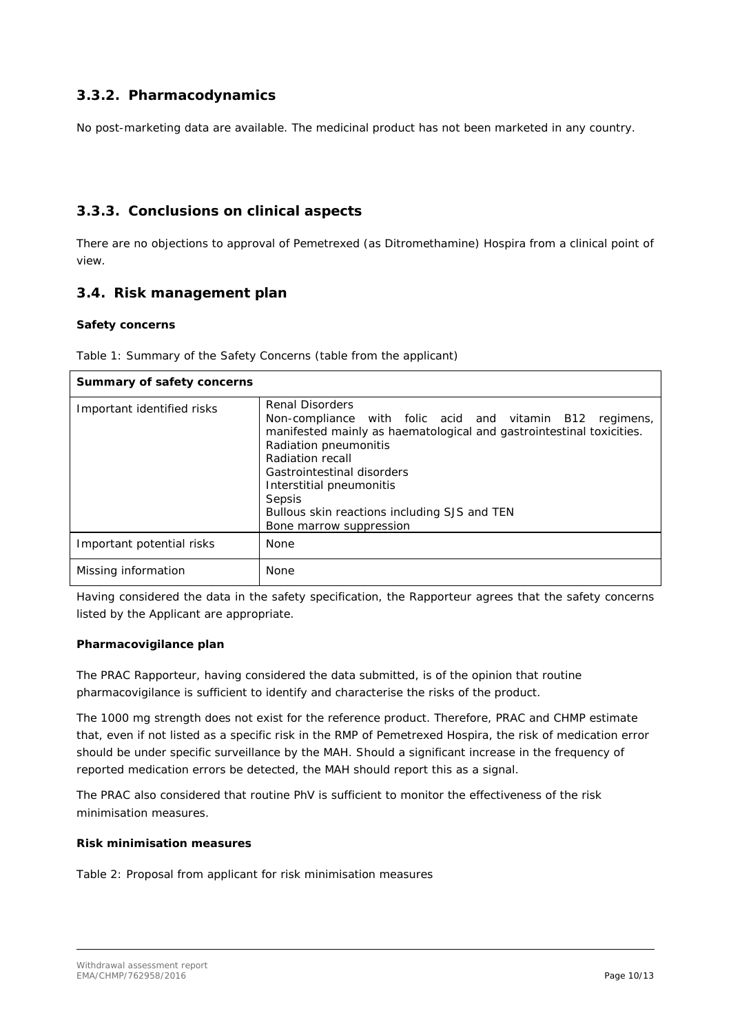### 3.3.2. Pharmacodynamics

No post-marketing data are available. The medicinal product has not been marketed in any country.

### 3.3.3. Conclusions on clinical aspects

There are no objections to approval of Pemetrexed (as Ditromethamine) Hospira from a clinical point of view.

## 3.4. Risk management plan

**Safety concerns**

Table 1: Summary of the Safety Concerns (table from the applicant)

| **Summary of safety concerns** | |
|---|---|
| Important identified risks | Renal Disorders<br>Non-compliance with folic acid and vitamin B12 regimens, manifested mainly as haematological and gastrointestinal toxicities.<br>Radiation pneumonitis<br>Radiation recall<br>Gastrointestinal disorders<br>Interstitial pneumonitis<br>Sepsis<br>Bullous skin reactions including SJS and TEN<br>Bone marrow suppression |
| Important potential risks | None |
| Missing information | None |

Having considered the data in the safety specification, the Rapporteur agrees that the safety concerns listed by the Applicant are appropriate.

**Pharmacovigilance plan**

The PRAC Rapporteur, having considered the data submitted, is of the opinion that routine pharmacovigilance is sufficient to identify and characterise the risks of the product.

The 1000 mg strength does not exist for the reference product. Therefore, PRAC and CHMP estimate that, even if not listed as a specific risk in the RMP of Pemetrexed Hospira, the risk of medication error should be under specific surveillance by the MAH. Should a significant increase in the frequency of reported medication errors be detected, the MAH should report this as a signal.

The PRAC also considered that routine PhV is sufficient to monitor the effectiveness of the risk minimisation measures.

**Risk minimisation measures**

Table 2: Proposal from applicant for risk minimisation measures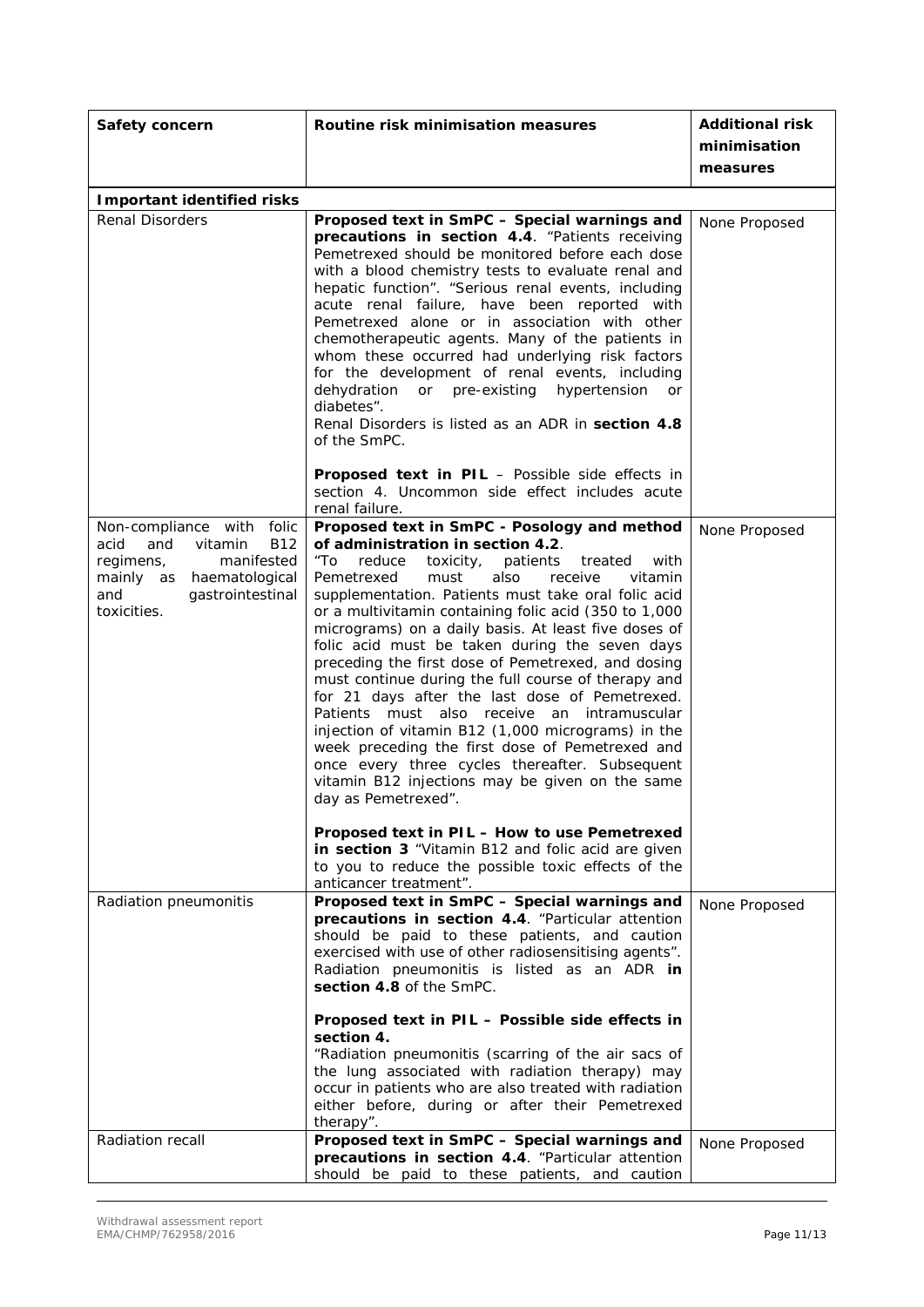| Safety concern | Routine risk minimisation measures | Additional risk minimisation measures |
|---|---|---|
| **Important identified risks** | | |
| Renal Disorders | **Proposed text in SmPC – Special warnings and precautions in section 4.4**. "Patients receiving Pemetrexed should be monitored before each dose with a blood chemistry tests to evaluate renal and hepatic function". "Serious renal events, including acute renal failure, have been reported with Pemetrexed alone or in association with other chemotherapeutic agents. Many of the patients in whom these occurred had underlying risk factors for the development of renal events, including dehydration or pre-existing hypertension or diabetes".<br>Renal Disorders is listed as an ADR in **section 4.8** of the SmPC.<br><br>**Proposed text in PIL** – Possible side effects in section 4. Uncommon side effect includes acute renal failure. | None Proposed |
| Non-compliance with folic acid and vitamin B12 regimens, manifested mainly as haematological and gastrointestinal toxicities. | **Proposed text in SmPC - Posology and method of administration in section 4.2**.<br>"To reduce toxicity, patients treated with Pemetrexed must also receive vitamin supplementation. Patients must take oral folic acid or a multivitamin containing folic acid (350 to 1,000 micrograms) on a daily basis. At least five doses of folic acid must be taken during the seven days preceding the first dose of Pemetrexed, and dosing must continue during the full course of therapy and for 21 days after the last dose of Pemetrexed. Patients must also receive an intramuscular injection of vitamin B12 (1,000 micrograms) in the week preceding the first dose of Pemetrexed and once every three cycles thereafter. Subsequent vitamin B12 injections may be given on the same day as Pemetrexed".<br><br>**Proposed text in PIL – How to use Pemetrexed in section 3** "Vitamin B12 and folic acid are given to you to reduce the possible toxic effects of the anticancer treatment". | None Proposed |
| Radiation pneumonitis | **Proposed text in SmPC – Special warnings and precautions in section 4.4**. "Particular attention should be paid to these patients, and caution exercised with use of other radiosensitising agents". Radiation pneumonitis is listed as an ADR **in section 4.8** of the SmPC.<br><br>**Proposed text in PIL – Possible side effects in section 4.**<br>"Radiation pneumonitis (scarring of the air sacs of the lung associated with radiation therapy) may occur in patients who are also treated with radiation either before, during or after their Pemetrexed therapy". | None Proposed |
| Radiation recall | **Proposed text in SmPC – Special warnings and precautions in section 4.4**. "Particular attention should be paid to these patients, and caution | None Proposed |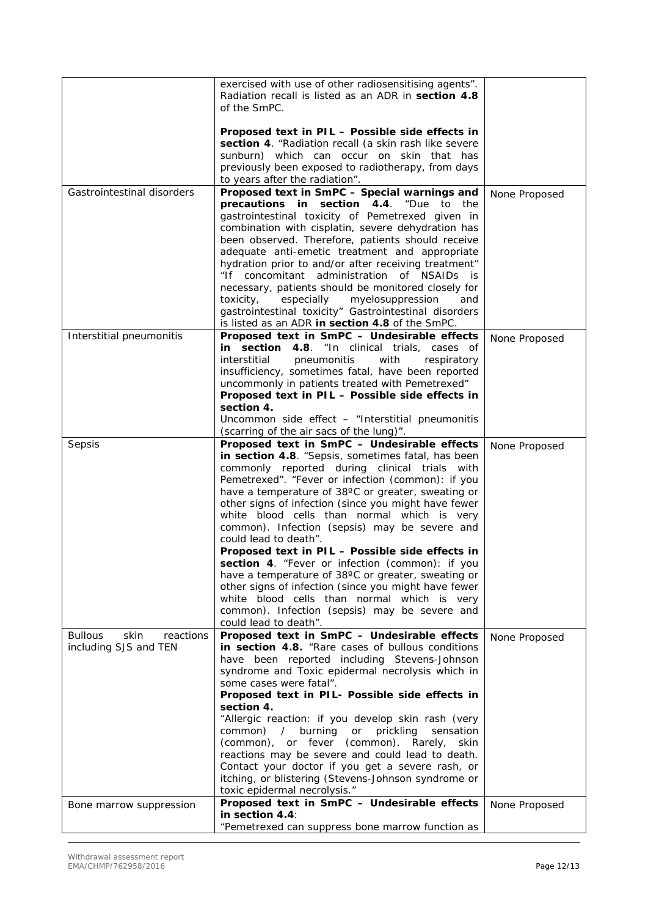| | | |
|---|---|---|
| | exercised with use of other radiosensitising agents". Radiation recall is listed as an ADR in **section 4.8** of the SmPC.<br><br>**Proposed text in PIL – Possible side effects in section 4**. "Radiation recall (a skin rash like severe sunburn) which can occur on skin that has previously been exposed to radiotherapy, from days to years after the radiation". | |
| Gastrointestinal disorders | **Proposed text in SmPC – Special warnings and precautions in section 4.4**. "Due to the gastrointestinal toxicity of Pemetrexed given in combination with cisplatin, severe dehydration has been observed. Therefore, patients should receive adequate anti-emetic treatment and appropriate hydration prior to and/or after receiving treatment" "If concomitant administration of NSAIDs is necessary, patients should be monitored closely for toxicity, especially myelosuppression and gastrointestinal toxicity" Gastrointestinal disorders is listed as an ADR **in section 4.8** of the SmPC. | None Proposed |
| Interstitial pneumonitis | **Proposed text in SmPC – Undesirable effects in section 4.8**. "In clinical trials, cases of interstitial pneumonitis with respiratory insufficiency, sometimes fatal, have been reported uncommonly in patients treated with Pemetrexed"<br>**Proposed text in PIL – Possible side effects in section 4.**<br>Uncommon side effect – "Interstitial pneumonitis (scarring of the air sacs of the lung)". | None Proposed |
| Sepsis | **Proposed text in SmPC – Undesirable effects in section 4.8**. "Sepsis, sometimes fatal, has been commonly reported during clinical trials with Pemetrexed". "Fever or infection (common): if you have a temperature of 38ºC or greater, sweating or other signs of infection (since you might have fewer white blood cells than normal which is very common). Infection (sepsis) may be severe and could lead to death".<br>**Proposed text in PIL – Possible side effects in section 4**. "Fever or infection (common): if you have a temperature of 38ºC or greater, sweating or other signs of infection (since you might have fewer white blood cells than normal which is very common). Infection (sepsis) may be severe and could lead to death". | None Proposed |
| Bullous skin reactions including SJS and TEN | **Proposed text in SmPC – Undesirable effects in section 4.8.** "Rare cases of bullous conditions have been reported including Stevens-Johnson syndrome and Toxic epidermal necrolysis which in some cases were fatal".<br>**Proposed text in PIL- Possible side effects in section 4.**<br>"Allergic reaction: if you develop skin rash (very common) / burning or prickling sensation (common), or fever (common). Rarely, skin reactions may be severe and could lead to death. Contact your doctor if you get a severe rash, or itching, or blistering (Stevens-Johnson syndrome or toxic epidermal necrolysis." | None Proposed |
| Bone marrow suppression | **Proposed text in SmPC – Undesirable effects in section 4.4**:<br>"Pemetrexed can suppress bone marrow function as | None Proposed |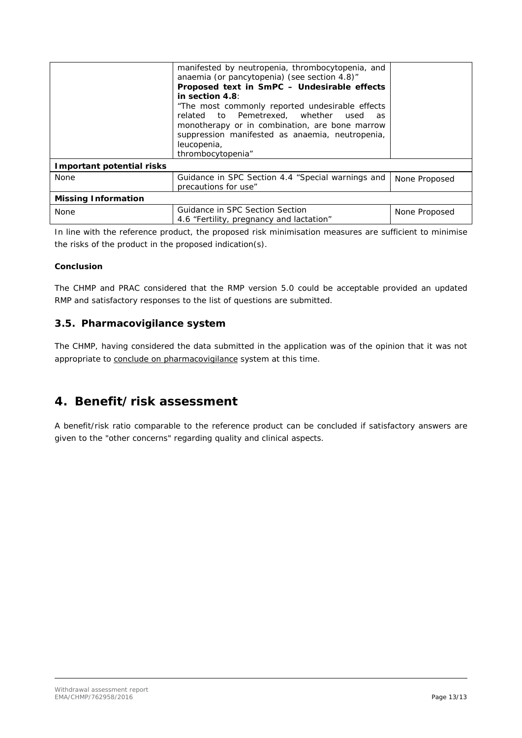| | | |
|---|---|---|
| | manifested by neutropenia, thrombocytopenia, and anaemia (or pancytopenia) (see section 4.8)" **Proposed text in SmPC – Undesirable effects in section 4.8**: "The most commonly reported undesirable effects related to Pemetrexed, whether used as monotherapy or in combination, are bone marrow suppression manifested as anaemia, neutropenia, leucopenia, thrombocytopenia" | |
| **Important potential risks** | | |
| None | Guidance in SPC Section 4.4 "Special warnings and precautions for use" | None Proposed |
| **Missing Information** | | |
| None | Guidance in SPC Section Section 4.6 "Fertility, pregnancy and lactation" | None Proposed |

In line with the reference product, the proposed risk minimisation measures are sufficient to minimise the risks of the product in the proposed indication(s).

**Conclusion**

The CHMP and PRAC considered that the RMP version 5.0 could be acceptable provided an updated RMP and satisfactory responses to the list of questions are submitted.

## 3.5. Pharmacovigilance system

The CHMP, having considered the data submitted in the application was of the opinion that it was not appropriate to conclude on pharmacovigilance system at this time.

# 4. Benefit/risk assessment

A benefit/risk ratio comparable to the reference product can be concluded if satisfactory answers are given to the "other concerns" regarding quality and clinical aspects.